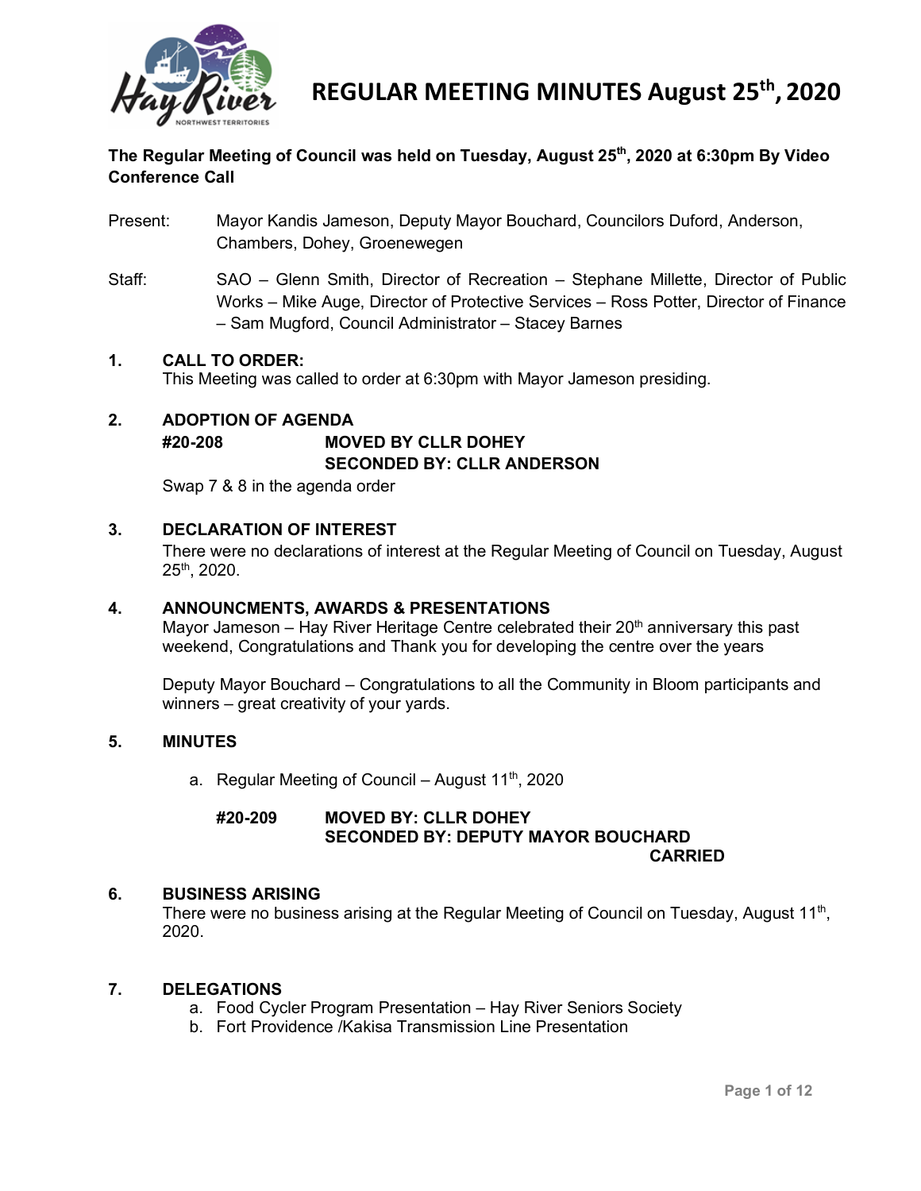# REGULAR MEETING MINUTES August 25th, 2020

**The Regular Meeting of Council was held on Tuesday, August 25th, 2020 at 6:30pm By Video Conference Call**

Present: Mayor Kandis Jameson, Deputy Mayor Bouchard, Councilors Duford, Anderson, Chambers, Dohey, Groenewegen

Staff: SAO – Glenn Smith, Director of Recreation – Stephane Millette, Director of Public Works – Mike Auge, Director of Protective Services – Ross Potter, Director of Finance – Sam Mugford, Council Administrator – Stacey Barnes

## 1. CALL TO ORDER:

This Meeting was called to order at 6:30pm with Mayor Jameson presiding.

## 2. ADOPTION OF AGENDA

**#20-208** **MOVED BY CLLR DOHEY**
**SECONDED BY: CLLR ANDERSON**

Swap 7 & 8 in the agenda order

## 3. DECLARATION OF INTEREST

There were no declarations of interest at the Regular Meeting of Council on Tuesday, August 25th, 2020.

## 4. ANNOUNCMENTS, AWARDS & PRESENTATIONS

Mayor Jameson – Hay River Heritage Centre celebrated their 20th anniversary this past weekend, Congratulations and Thank you for developing the centre over the years

Deputy Mayor Bouchard – Congratulations to all the Community in Bloom participants and winners – great creativity of your yards.

## 5. MINUTES

a. Regular Meeting of Council – August 11th, 2020

**#20-209** **MOVED BY: CLLR DOHEY**
**SECONDED BY: DEPUTY MAYOR BOUCHARD**
**CARRIED**

## 6. BUSINESS ARISING

There were no business arising at the Regular Meeting of Council on Tuesday, August 11th, 2020.

## 7. DELEGATIONS

a. Food Cycler Program Presentation – Hay River Seniors Society
b. Fort Providence /Kakisa Transmission Line Presentation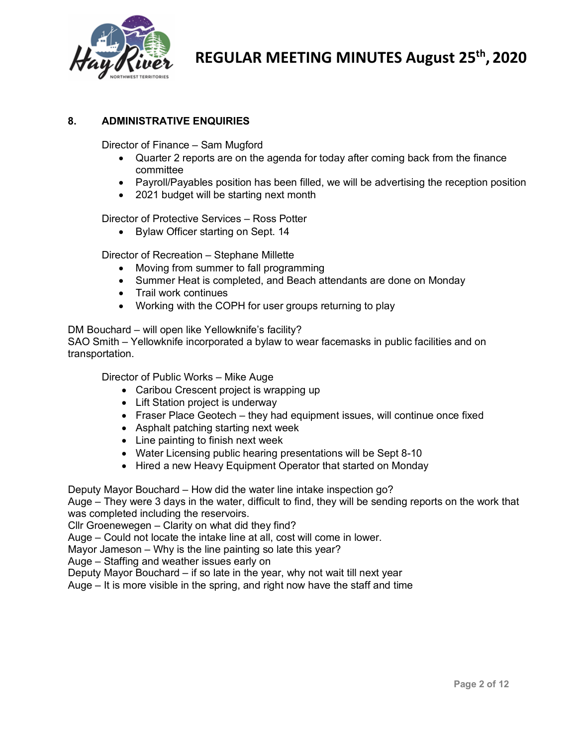## 8. ADMINISTRATIVE ENQUIRIES

Director of Finance – Sam Mugford

- Quarter 2 reports are on the agenda for today after coming back from the finance committee
- Payroll/Payables position has been filled, we will be advertising the reception position
- 2021 budget will be starting next month

Director of Protective Services – Ross Potter

- Bylaw Officer starting on Sept. 14

Director of Recreation – Stephane Millette

- Moving from summer to fall programming
- Summer Heat is completed, and Beach attendants are done on Monday
- Trail work continues
- Working with the COPH for user groups returning to play

DM Bouchard – will open like Yellowknife's facility?
SAO Smith – Yellowknife incorporated a bylaw to wear facemasks in public facilities and on transportation.

Director of Public Works – Mike Auge

- Caribou Crescent project is wrapping up
- Lift Station project is underway
- Fraser Place Geotech – they had equipment issues, will continue once fixed
- Asphalt patching starting next week
- Line painting to finish next week
- Water Licensing public hearing presentations will be Sept 8-10
- Hired a new Heavy Equipment Operator that started on Monday

Deputy Mayor Bouchard – How did the water line intake inspection go?
Auge – They were 3 days in the water, difficult to find, they will be sending reports on the work that was completed including the reservoirs.
Cllr Groenewegen – Clarity on what did they find?
Auge – Could not locate the intake line at all, cost will come in lower.
Mayor Jameson – Why is the line painting so late this year?
Auge – Staffing and weather issues early on
Deputy Mayor Bouchard – if so late in the year, why not wait till next year
Auge – It is more visible in the spring, and right now have the staff and time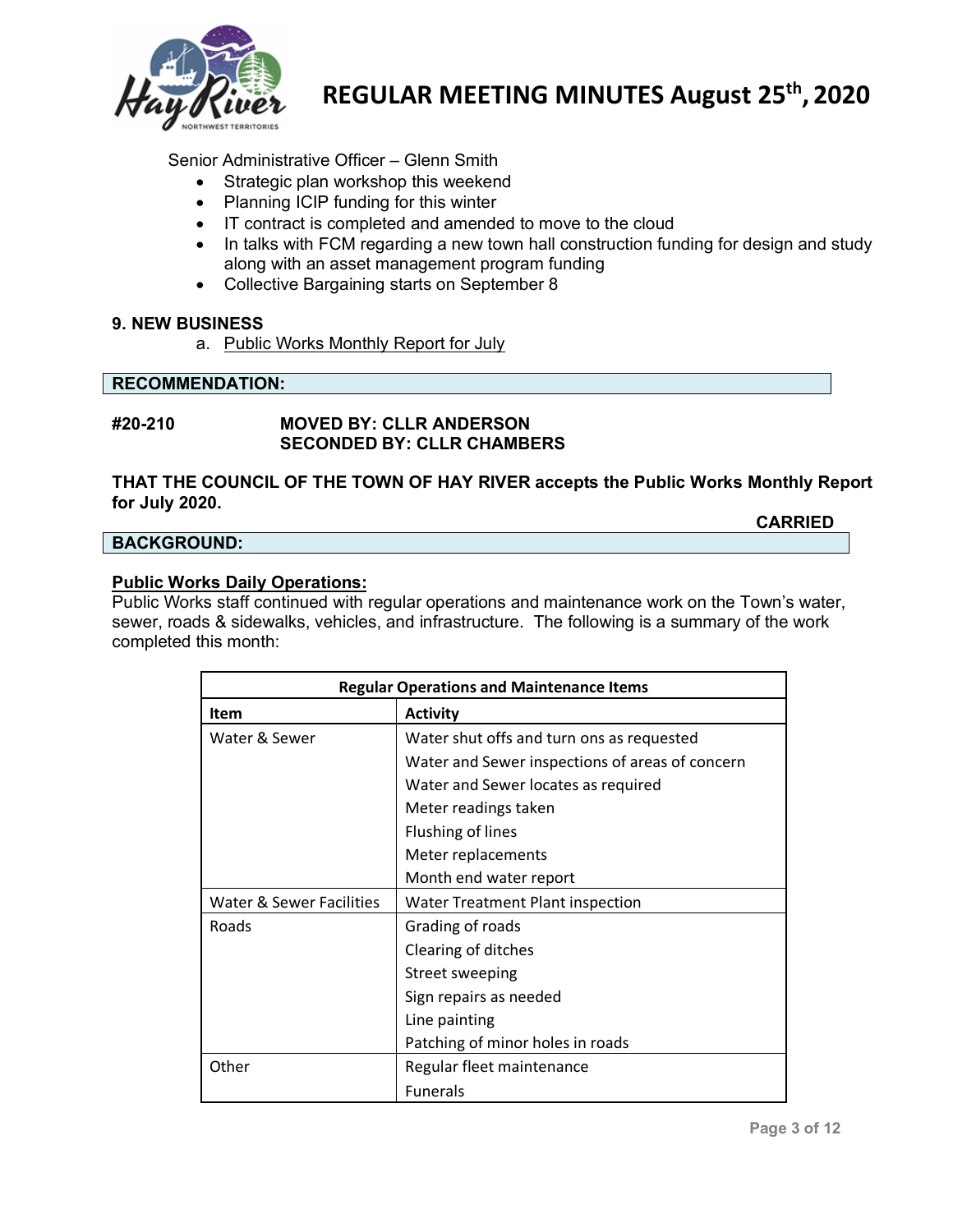Senior Administrative Officer – Glenn Smith

- Strategic plan workshop this weekend
- Planning ICIP funding for this winter
- IT contract is completed and amended to move to the cloud
- In talks with FCM regarding a new town hall construction funding for design and study along with an asset management program funding
- Collective Bargaining starts on September 8

## 9. NEW BUSINESS

a. Public Works Monthly Report for July

**RECOMMENDATION:**

**#20-210 MOVED BY: CLLR ANDERSON**
**SECONDED BY: CLLR CHAMBERS**

**THAT THE COUNCIL OF THE TOWN OF HAY RIVER accepts the Public Works Monthly Report for July 2020.**

**CARRIED**

**BACKGROUND:**

**Public Works Daily Operations:**

Public Works staff continued with regular operations and maintenance work on the Town's water, sewer, roads & sidewalks, vehicles, and infrastructure. The following is a summary of the work completed this month:

| Regular Operations and Maintenance Items | |
|---|---|
| **Item** | **Activity** |
| Water & Sewer | Water shut offs and turn ons as requested<br>Water and Sewer inspections of areas of concern<br>Water and Sewer locates as required<br>Meter readings taken<br>Flushing of lines<br>Meter replacements<br>Month end water report |
| Water & Sewer Facilities | Water Treatment Plant inspection |
| Roads | Grading of roads<br>Clearing of ditches<br>Street sweeping<br>Sign repairs as needed<br>Line painting<br>Patching of minor holes in roads |
| Other | Regular fleet maintenance<br>Funerals |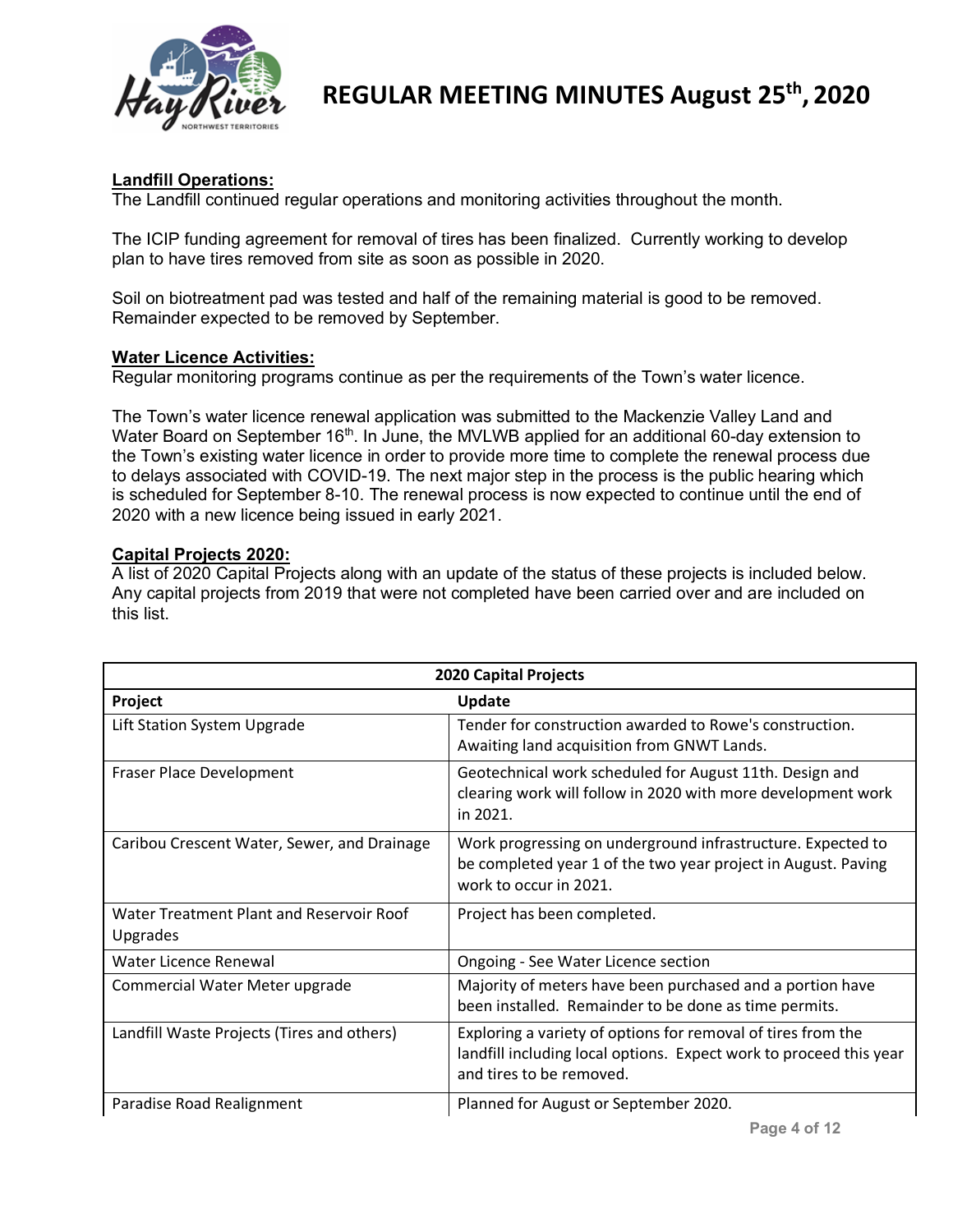## Landfill Operations:

The Landfill continued regular operations and monitoring activities throughout the month.

The ICIP funding agreement for removal of tires has been finalized. Currently working to develop plan to have tires removed from site as soon as possible in 2020.

Soil on biotreatment pad was tested and half of the remaining material is good to be removed. Remainder expected to be removed by September.

## Water Licence Activities:

Regular monitoring programs continue as per the requirements of the Town's water licence.

The Town's water licence renewal application was submitted to the Mackenzie Valley Land and Water Board on September 16th. In June, the MVLWB applied for an additional 60-day extension to the Town's existing water licence in order to provide more time to complete the renewal process due to delays associated with COVID-19. The next major step in the process is the public hearing which is scheduled for September 8-10. The renewal process is now expected to continue until the end of 2020 with a new licence being issued in early 2021.

## Capital Projects 2020:

A list of 2020 Capital Projects along with an update of the status of these projects is included below. Any capital projects from 2019 that were not completed have been carried over and are included on this list.

| **2020 Capital Projects** | |
|---|---|
| **Project** | **Update** |
| Lift Station System Upgrade | Tender for construction awarded to Rowe's construction. Awaiting land acquisition from GNWT Lands. |
| Fraser Place Development | Geotechnical work scheduled for August 11th. Design and clearing work will follow in 2020 with more development work in 2021. |
| Caribou Crescent Water, Sewer, and Drainage | Work progressing on underground infrastructure. Expected to be completed year 1 of the two year project in August. Paving work to occur in 2021. |
| Water Treatment Plant and Reservoir Roof Upgrades | Project has been completed. |
| Water Licence Renewal | Ongoing - See Water Licence section |
| Commercial Water Meter upgrade | Majority of meters have been purchased and a portion have been installed. Remainder to be done as time permits. |
| Landfill Waste Projects (Tires and others) | Exploring a variety of options for removal of tires from the landfill including local options. Expect work to proceed this year and tires to be removed. |
| Paradise Road Realignment | Planned for August or September 2020. |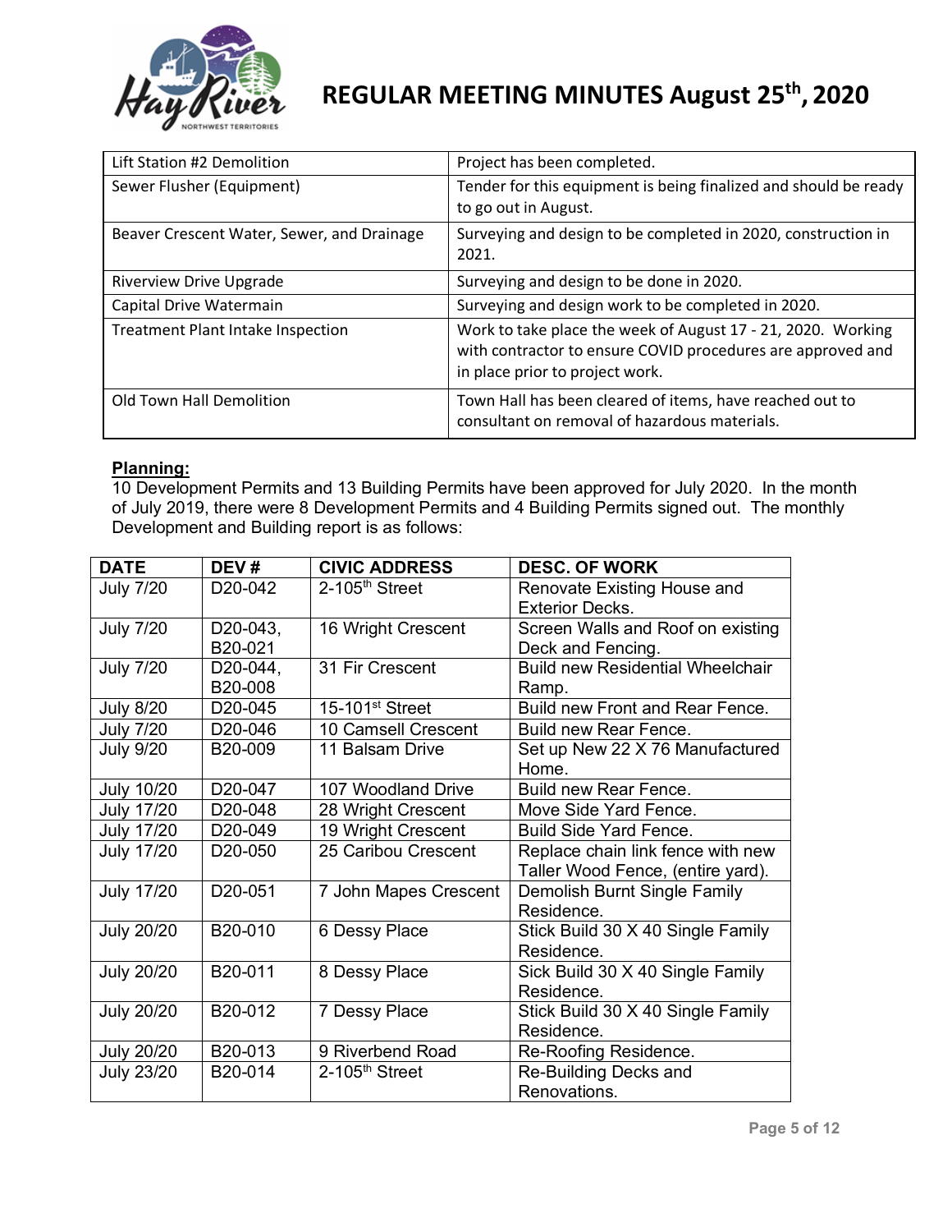| Lift Station #2 Demolition | Project has been completed. |
|---|---|
| Sewer Flusher (Equipment) | Tender for this equipment is being finalized and should be ready to go out in August. |
| Beaver Crescent Water, Sewer, and Drainage | Surveying and design to be completed in 2020, construction in 2021. |
| Riverview Drive Upgrade | Surveying and design to be done in 2020. |
| Capital Drive Watermain | Surveying and design work to be completed in 2020. |
| Treatment Plant Intake Inspection | Work to take place the week of August 17 - 21, 2020. Working with contractor to ensure COVID procedures are approved and in place prior to project work. |
| Old Town Hall Demolition | Town Hall has been cleared of items, have reached out to consultant on removal of hazardous materials. |

**Planning:**

10 Development Permits and 13 Building Permits have been approved for July 2020. In the month of July 2019, there were 8 Development Permits and 4 Building Permits signed out. The monthly Development and Building report is as follows:

| DATE | DEV # | CIVIC ADDRESS | DESC. OF WORK |
|---|---|---|---|
| July 7/20 | D20-042 | 2-105th Street | Renovate Existing House and Exterior Decks. |
| July 7/20 | D20-043, B20-021 | 16 Wright Crescent | Screen Walls and Roof on existing Deck and Fencing. |
| July 7/20 | D20-044, B20-008 | 31 Fir Crescent | Build new Residential Wheelchair Ramp. |
| July 8/20 | D20-045 | 15-101st Street | Build new Front and Rear Fence. |
| July 7/20 | D20-046 | 10 Camsell Crescent | Build new Rear Fence. |
| July 9/20 | B20-009 | 11 Balsam Drive | Set up New 22 X 76 Manufactured Home. |
| July 10/20 | D20-047 | 107 Woodland Drive | Build new Rear Fence. |
| July 17/20 | D20-048 | 28 Wright Crescent | Move Side Yard Fence. |
| July 17/20 | D20-049 | 19 Wright Crescent | Build Side Yard Fence. |
| July 17/20 | D20-050 | 25 Caribou Crescent | Replace chain link fence with new Taller Wood Fence, (entire yard). |
| July 17/20 | D20-051 | 7 John Mapes Crescent | Demolish Burnt Single Family Residence. |
| July 20/20 | B20-010 | 6 Dessy Place | Stick Build 30 X 40 Single Family Residence. |
| July 20/20 | B20-011 | 8 Dessy Place | Sick Build 30 X 40 Single Family Residence. |
| July 20/20 | B20-012 | 7 Dessy Place | Stick Build 30 X 40 Single Family Residence. |
| July 20/20 | B20-013 | 9 Riverbend Road | Re-Roofing Residence. |
| July 23/20 | B20-014 | 2-105th Street | Re-Building Decks and Renovations. |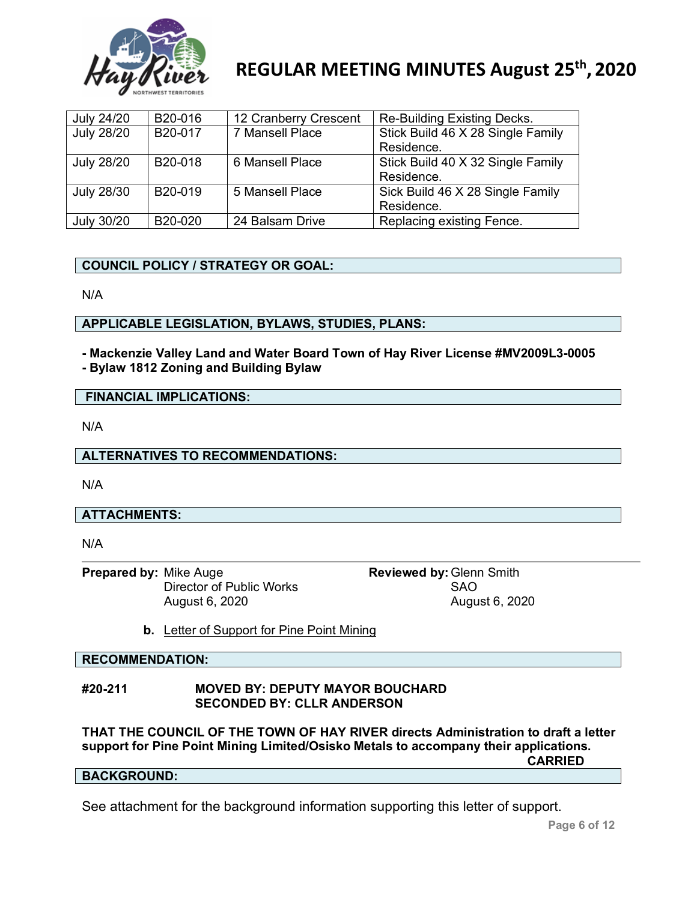| July 24/20 | B20-016 | 12 Cranberry Crescent | Re-Building Existing Decks. |
|---|---|---|---|
| July 28/20 | B20-017 | 7 Mansell Place | Stick Build 46 X 28 Single Family Residence. |
| July 28/20 | B20-018 | 6 Mansell Place | Stick Build 40 X 32 Single Family Residence. |
| July 28/30 | B20-019 | 5 Mansell Place | Sick Build 46 X 28 Single Family Residence. |
| July 30/20 | B20-020 | 24 Balsam Drive | Replacing existing Fence. |

**COUNCIL POLICY / STRATEGY OR GOAL:**

N/A

**APPLICABLE LEGISLATION, BYLAWS, STUDIES, PLANS:**

**- Mackenzie Valley Land and Water Board Town of Hay River License #MV2009L3-0005**
**- Bylaw 1812 Zoning and Building Bylaw**

**FINANCIAL IMPLICATIONS:**

N/A

**ALTERNATIVES TO RECOMMENDATIONS:**

N/A

**ATTACHMENTS:**

N/A

**Prepared by:** Mike Auge
Director of Public Works
August 6, 2020

**Reviewed by:** Glenn Smith
SAO
August 6, 2020

**b.** Letter of Support for Pine Point Mining

**RECOMMENDATION:**

**#20-211 MOVED BY: DEPUTY MAYOR BOUCHARD**
**SECONDED BY: CLLR ANDERSON**

**THAT THE COUNCIL OF THE TOWN OF HAY RIVER directs Administration to draft a letter support for Pine Point Mining Limited/Osisko Metals to accompany their applications.**

**CARRIED**

**BACKGROUND:**

See attachment for the background information supporting this letter of support.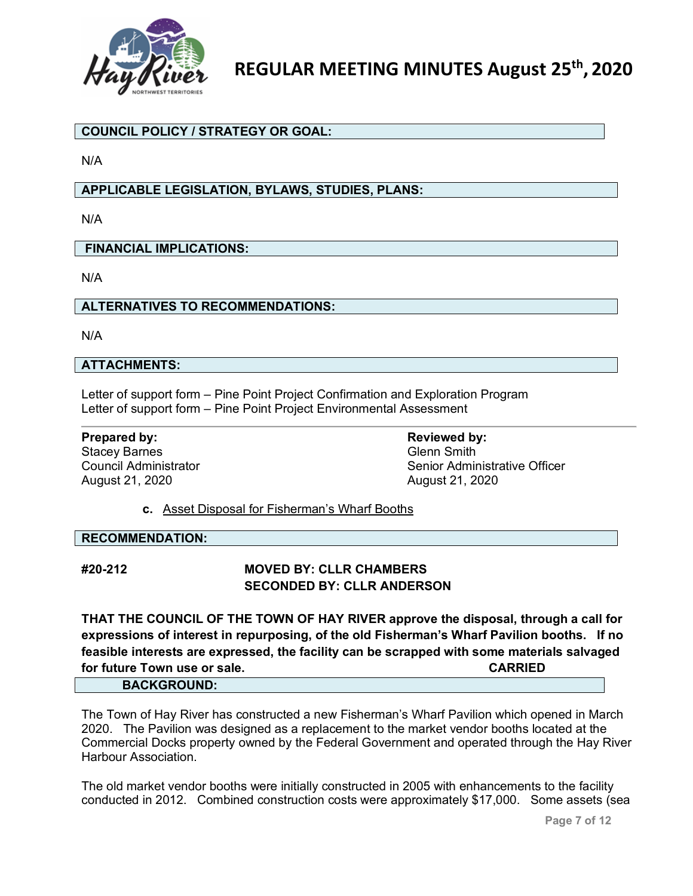**COUNCIL POLICY / STRATEGY OR GOAL:**

N/A

**APPLICABLE LEGISLATION, BYLAWS, STUDIES, PLANS:**

N/A

**FINANCIAL IMPLICATIONS:**

N/A

**ALTERNATIVES TO RECOMMENDATIONS:**

N/A

**ATTACHMENTS:**

Letter of support form – Pine Point Project Confirmation and Exploration Program
Letter of support form – Pine Point Project Environmental Assessment

| Prepared by: | Reviewed by: |
|---|---|
| Stacey Barnes | Glenn Smith |
| Council Administrator | Senior Administrative Officer |
| August 21, 2020 | August 21, 2020 |

**c.** Asset Disposal for Fisherman's Wharf Booths

**RECOMMENDATION:**

**#20-212** **MOVED BY: CLLR CHAMBERS**
**SECONDED BY: CLLR ANDERSON**

**THAT THE COUNCIL OF THE TOWN OF HAY RIVER approve the disposal, through a call for expressions of interest in repurposing, of the old Fisherman's Wharf Pavilion booths. If no feasible interests are expressed, the facility can be scrapped with some materials salvaged for future Town use or sale.** **CARRIED**

**BACKGROUND:**

The Town of Hay River has constructed a new Fisherman's Wharf Pavilion which opened in March 2020. The Pavilion was designed as a replacement to the market vendor booths located at the Commercial Docks property owned by the Federal Government and operated through the Hay River Harbour Association.

The old market vendor booths were initially constructed in 2005 with enhancements to the facility conducted in 2012. Combined construction costs were approximately $17,000. Some assets (sea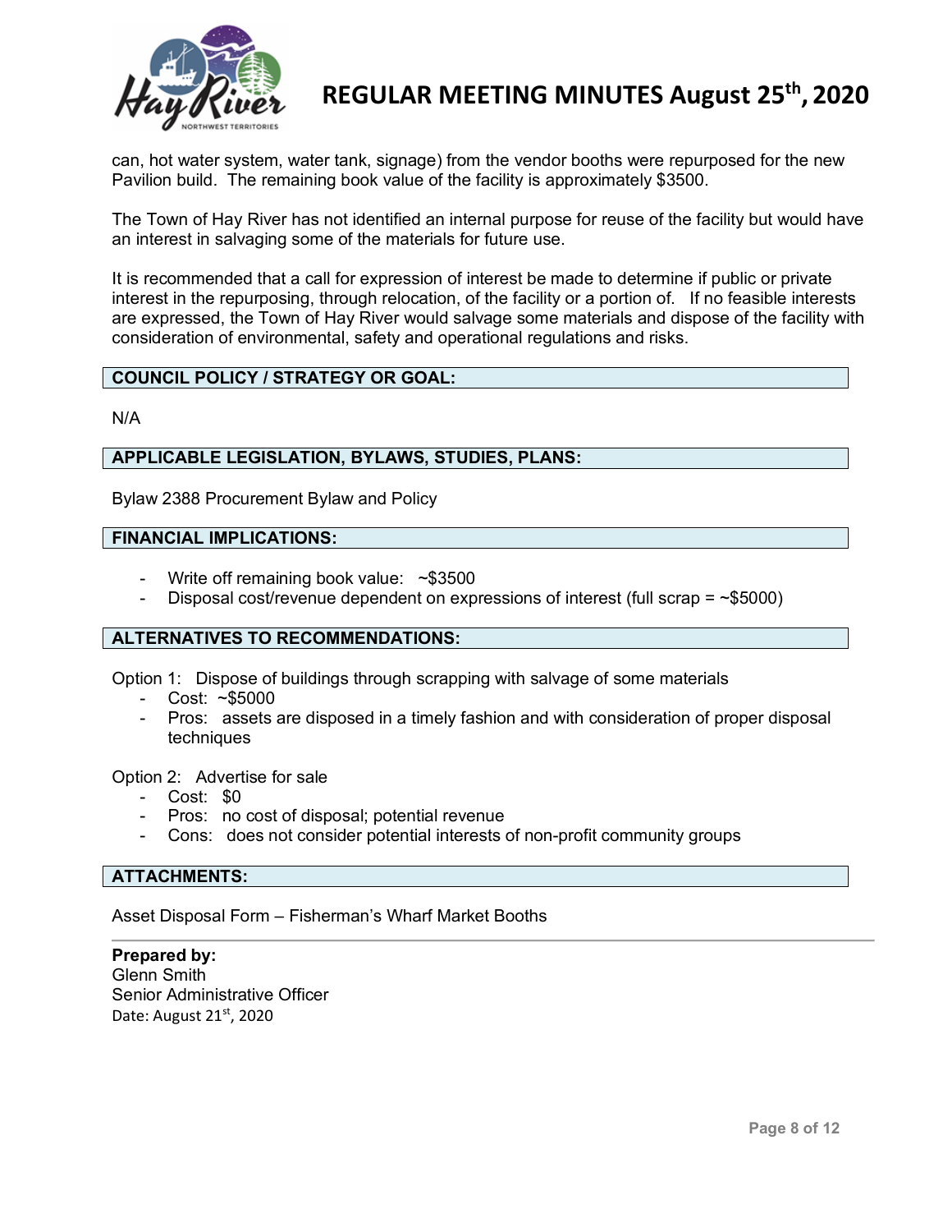can, hot water system, water tank, signage) from the vendor booths were repurposed for the new Pavilion build. The remaining book value of the facility is approximately $3500.

The Town of Hay River has not identified an internal purpose for reuse of the facility but would have an interest in salvaging some of the materials for future use.

It is recommended that a call for expression of interest be made to determine if public or private interest in the repurposing, through relocation, of the facility or a portion of. If no feasible interests are expressed, the Town of Hay River would salvage some materials and dispose of the facility with consideration of environmental, safety and operational regulations and risks.

## COUNCIL POLICY / STRATEGY OR GOAL:

N/A

## APPLICABLE LEGISLATION, BYLAWS, STUDIES, PLANS:

Bylaw 2388 Procurement Bylaw and Policy

## FINANCIAL IMPLICATIONS:

- Write off remaining book value: ~$3500
- Disposal cost/revenue dependent on expressions of interest (full scrap = ~$5000)

## ALTERNATIVES TO RECOMMENDATIONS:

Option 1: Dispose of buildings through scrapping with salvage of some materials

- Cost: ~$5000
- Pros: assets are disposed in a timely fashion and with consideration of proper disposal techniques

Option 2: Advertise for sale

- Cost: $0
- Pros: no cost of disposal; potential revenue
- Cons: does not consider potential interests of non-profit community groups

## ATTACHMENTS:

Asset Disposal Form – Fisherman's Wharf Market Booths

---

**Prepared by:**
Glenn Smith
Senior Administrative Officer
Date: August 21st, 2020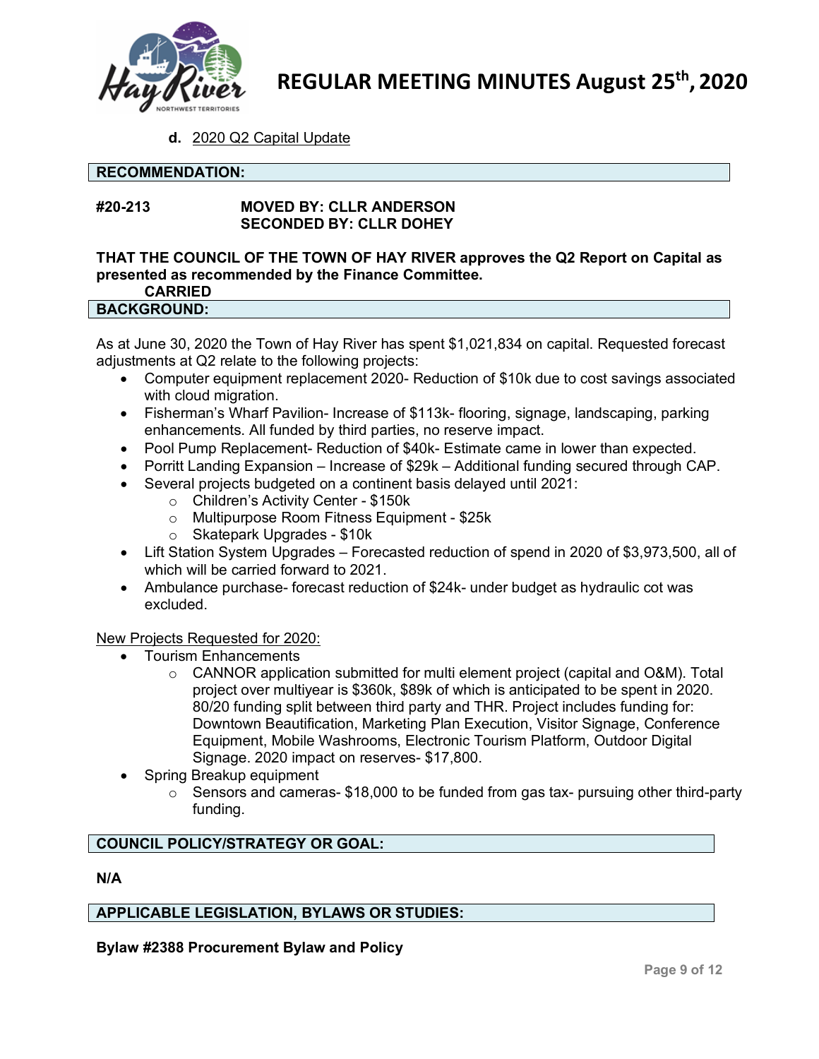**d.** 2020 Q2 Capital Update

**RECOMMENDATION:**

**#20-213** **MOVED BY: CLLR ANDERSON**
**SECONDED BY: CLLR DOHEY**

**THAT THE COUNCIL OF THE TOWN OF HAY RIVER approves the Q2 Report on Capital as presented as recommended by the Finance Committee.**
**CARRIED**

**BACKGROUND:**

As at June 30, 2020 the Town of Hay River has spent $1,021,834 on capital. Requested forecast adjustments at Q2 relate to the following projects:

- Computer equipment replacement 2020- Reduction of $10k due to cost savings associated with cloud migration.
- Fisherman's Wharf Pavilion- Increase of $113k- flooring, signage, landscaping, parking enhancements. All funded by third parties, no reserve impact.
- Pool Pump Replacement- Reduction of $40k- Estimate came in lower than expected.
- Porritt Landing Expansion – Increase of $29k – Additional funding secured through CAP.
- Several projects budgeted on a continent basis delayed until 2021:
  - Children's Activity Center - $150k
  - Multipurpose Room Fitness Equipment - $25k
  - Skatepark Upgrades - $10k
- Lift Station System Upgrades – Forecasted reduction of spend in 2020 of $3,973,500, all of which will be carried forward to 2021.
- Ambulance purchase- forecast reduction of $24k- under budget as hydraulic cot was excluded.

New Projects Requested for 2020:

- Tourism Enhancements
  - CANNOR application submitted for multi element project (capital and O&M). Total project over multiyear is $360k, $89k of which is anticipated to be spent in 2020. 80/20 funding split between third party and THR. Project includes funding for: Downtown Beautification, Marketing Plan Execution, Visitor Signage, Conference Equipment, Mobile Washrooms, Electronic Tourism Platform, Outdoor Digital Signage. 2020 impact on reserves- $17,800.
- Spring Breakup equipment
  - Sensors and cameras- $18,000 to be funded from gas tax- pursuing other third-party funding.

**COUNCIL POLICY/STRATEGY OR GOAL:**

**N/A**

**APPLICABLE LEGISLATION, BYLAWS OR STUDIES:**

**Bylaw #2388 Procurement Bylaw and Policy**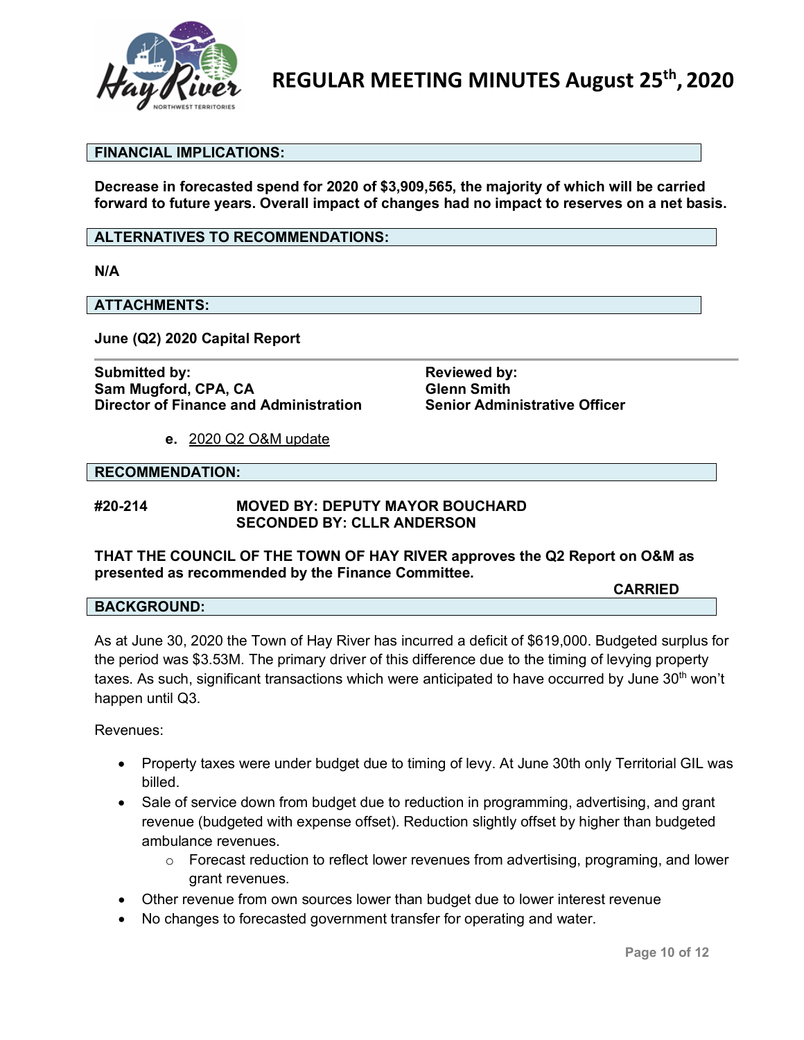**FINANCIAL IMPLICATIONS:**

**Decrease in forecasted spend for 2020 of $3,909,565, the majority of which will be carried forward to future years. Overall impact of changes had no impact to reserves on a net basis.**

**ALTERNATIVES TO RECOMMENDATIONS:**

**N/A**

**ATTACHMENTS:**

**June (Q2) 2020 Capital Report**

**Submitted by:**
**Sam Mugford, CPA, CA**
**Director of Finance and Administration**

**Reviewed by:**
**Glenn Smith**
**Senior Administrative Officer**

**e.** 2020 Q2 O&M update

**RECOMMENDATION:**

**#20-214 MOVED BY: DEPUTY MAYOR BOUCHARD**
**SECONDED BY: CLLR ANDERSON**

**THAT THE COUNCIL OF THE TOWN OF HAY RIVER approves the Q2 Report on O&M as presented as recommended by the Finance Committee.**

**CARRIED**

**BACKGROUND:**

As at June 30, 2020 the Town of Hay River has incurred a deficit of $619,000. Budgeted surplus for the period was $3.53M. The primary driver of this difference due to the timing of levying property taxes. As such, significant transactions which were anticipated to have occurred by June 30th won't happen until Q3.

Revenues:

- Property taxes were under budget due to timing of levy. At June 30th only Territorial GIL was billed.
- Sale of service down from budget due to reduction in programming, advertising, and grant revenue (budgeted with expense offset). Reduction slightly offset by higher than budgeted ambulance revenues.
  - Forecast reduction to reflect lower revenues from advertising, programing, and lower grant revenues.
- Other revenue from own sources lower than budget due to lower interest revenue
- No changes to forecasted government transfer for operating and water.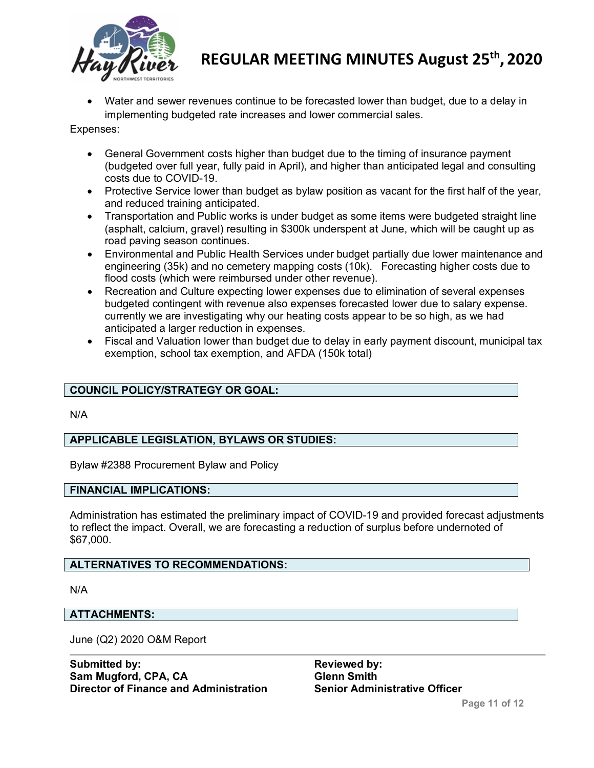- Water and sewer revenues continue to be forecasted lower than budget, due to a delay in implementing budgeted rate increases and lower commercial sales.

Expenses:

- General Government costs higher than budget due to the timing of insurance payment (budgeted over full year, fully paid in April), and higher than anticipated legal and consulting costs due to COVID-19.
- Protective Service lower than budget as bylaw position as vacant for the first half of the year, and reduced training anticipated.
- Transportation and Public works is under budget as some items were budgeted straight line (asphalt, calcium, gravel) resulting in $300k underspent at June, which will be caught up as road paving season continues.
- Environmental and Public Health Services under budget partially due lower maintenance and engineering (35k) and no cemetery mapping costs (10k). Forecasting higher costs due to flood costs (which were reimbursed under other revenue).
- Recreation and Culture expecting lower expenses due to elimination of several expenses budgeted contingent with revenue also expenses forecasted lower due to salary expense. currently we are investigating why our heating costs appear to be so high, as we had anticipated a larger reduction in expenses.
- Fiscal and Valuation lower than budget due to delay in early payment discount, municipal tax exemption, school tax exemption, and AFDA (150k total)

## COUNCIL POLICY/STRATEGY OR GOAL:

N/A

## APPLICABLE LEGISLATION, BYLAWS OR STUDIES:

Bylaw #2388 Procurement Bylaw and Policy

## FINANCIAL IMPLICATIONS:

Administration has estimated the preliminary impact of COVID-19 and provided forecast adjustments to reflect the impact. Overall, we are forecasting a reduction of surplus before undernoted of $67,000.

## ALTERNATIVES TO RECOMMENDATIONS:

N/A

## ATTACHMENTS:

June (Q2) 2020 O&M Report

---

**Submitted by:**
**Sam Mugford, CPA, CA**
**Director of Finance and Administration**

**Reviewed by:**
**Glenn Smith**
**Senior Administrative Officer**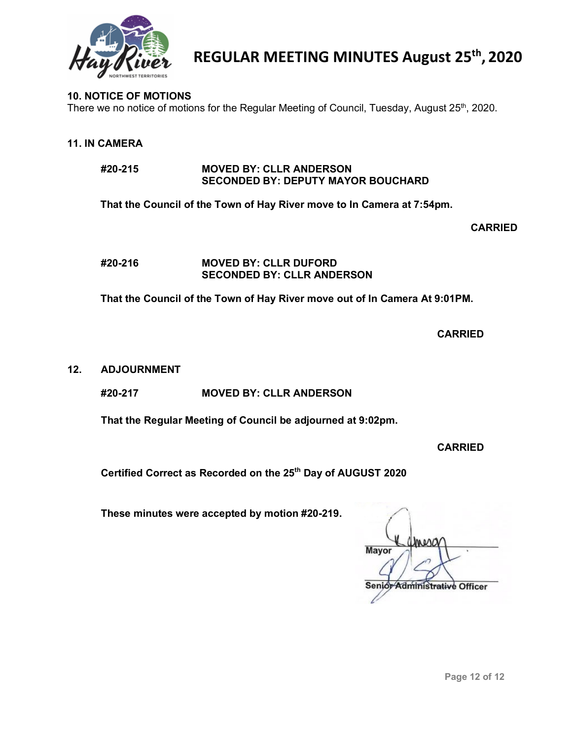# REGULAR MEETING MINUTES August 25th, 2020

## 10. NOTICE OF MOTIONS

There we no notice of motions for the Regular Meeting of Council, Tuesday, August 25th, 2020.

## 11. IN CAMERA

**#20-215** **MOVED BY: CLLR ANDERSON**
**SECONDED BY: DEPUTY MAYOR BOUCHARD**

**That the Council of the Town of Hay River move to In Camera at 7:54pm.**

**CARRIED**

**#20-216** **MOVED BY: CLLR DUFORD**
**SECONDED BY: CLLR ANDERSON**

**That the Council of the Town of Hay River move out of In Camera At 9:01PM.**

**CARRIED**

## 12. ADJOURNMENT

**#20-217** **MOVED BY: CLLR ANDERSON**

**That the Regular Meeting of Council be adjourned at 9:02pm.**

**CARRIED**

**Certified Correct as Recorded on the 25th Day of AUGUST 2020**

**These minutes were accepted by motion #20-219.**

Mayor

Senior Administrative Officer